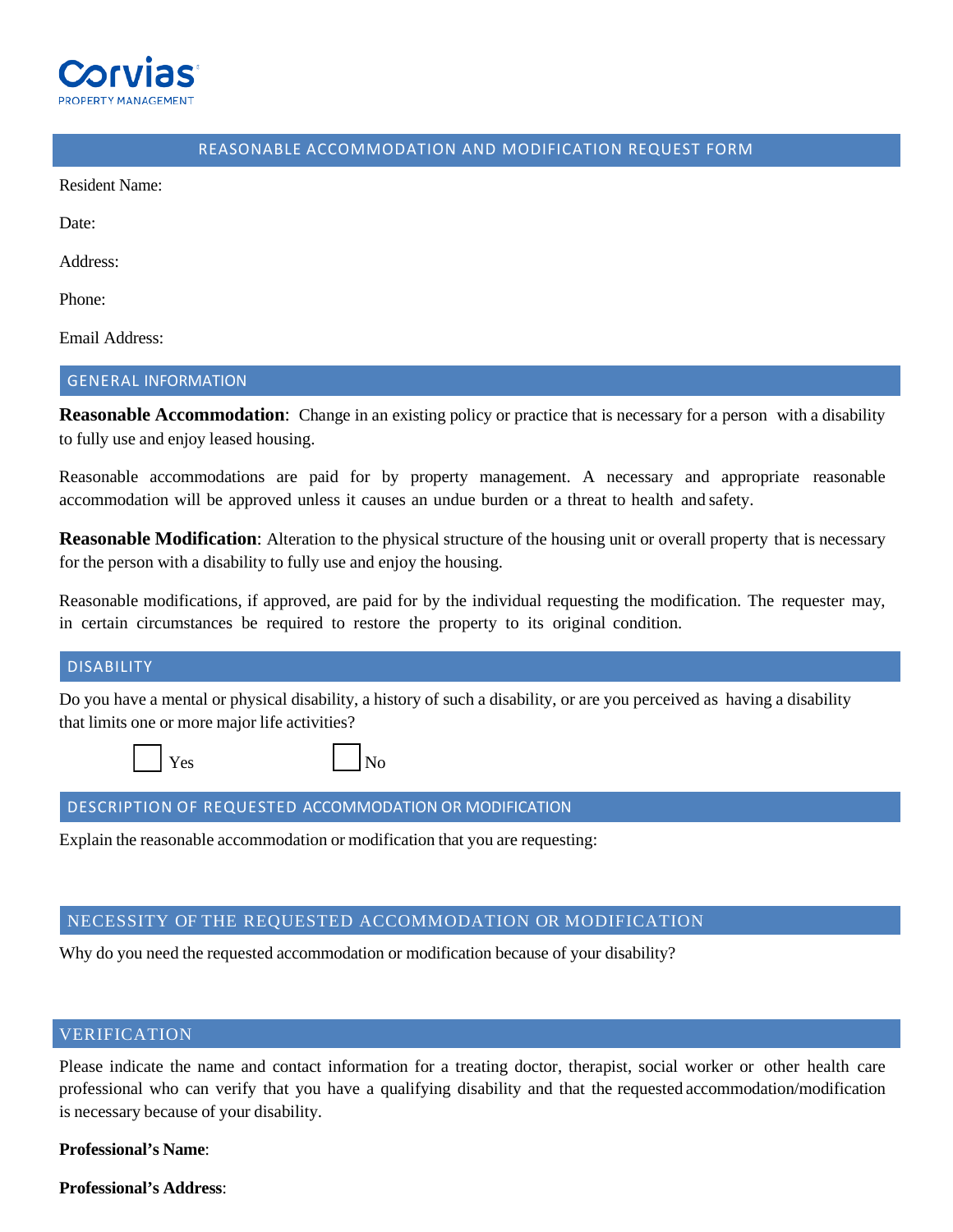Corvias
PROPERTY MANAGEMENT

# REASONABLE ACCOMMODATION AND MODIFICATION REQUEST FORM

Resident Name:

Date:

Address:

Phone:

Email Address:

## GENERAL INFORMATION

**Reasonable Accommodation**: Change in an existing policy or practice that is necessary for a person with a disability to fully use and enjoy leased housing.

Reasonable accommodations are paid for by property management. A necessary and appropriate reasonable accommodation will be approved unless it causes an undue burden or a threat to health and safety.

**Reasonable Modification**: Alteration to the physical structure of the housing unit or overall property that is necessary for the person with a disability to fully use and enjoy the housing.

Reasonable modifications, if approved, are paid for by the individual requesting the modification. The requester may, in certain circumstances be required to restore the property to its original condition.

## DISABILITY

Do you have a mental or physical disability, a history of such a disability, or are you perceived as having a disability that limits one or more major life activities?

☐ Yes ☐ No

## DESCRIPTION OF REQUESTED ACCOMMODATION OR MODIFICATION

Explain the reasonable accommodation or modification that you are requesting:

## NECESSITY OF THE REQUESTED ACCOMMODATION OR MODIFICATION

Why do you need the requested accommodation or modification because of your disability?

## VERIFICATION

Please indicate the name and contact information for a treating doctor, therapist, social worker or other health care professional who can verify that you have a qualifying disability and that the requested accommodation/modification is necessary because of your disability.

**Professional's Name**:

**Professional's Address**: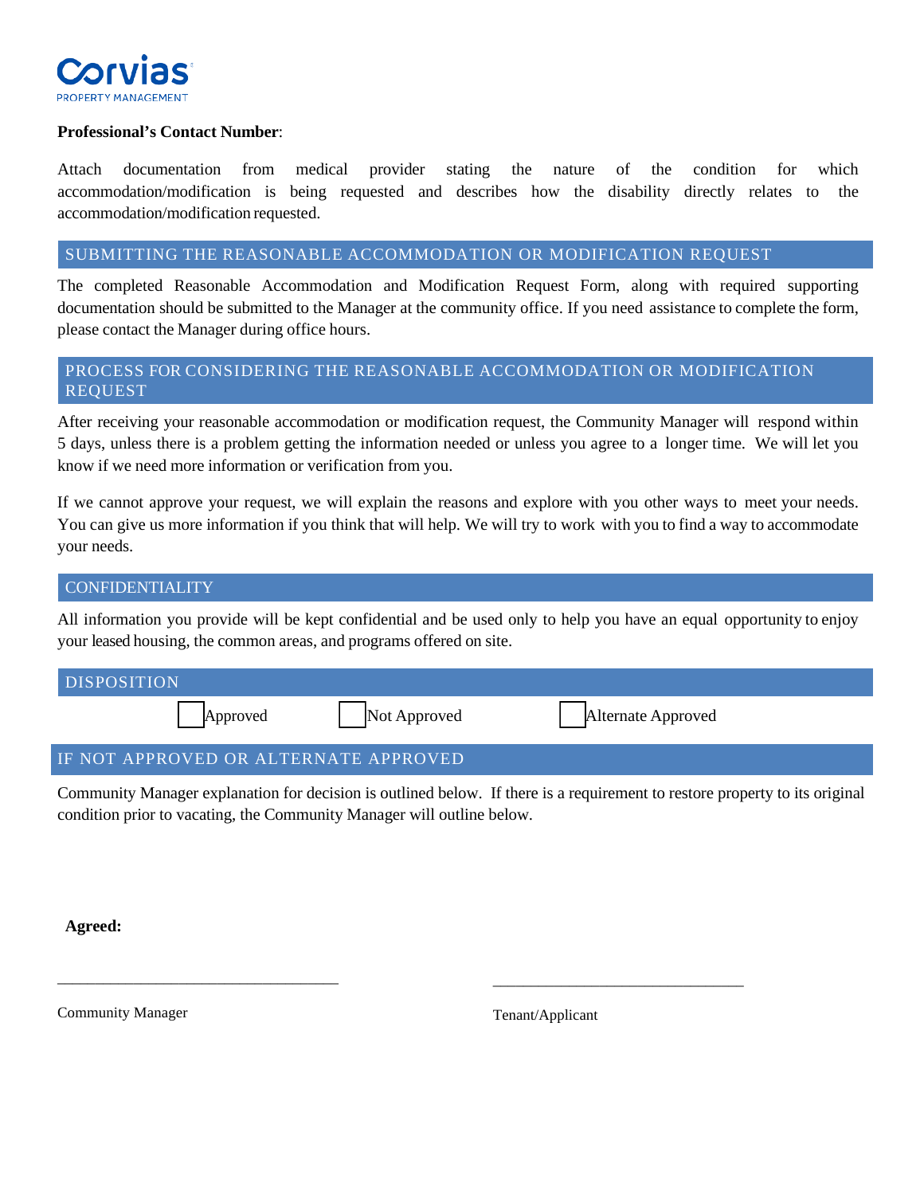**Professional's Contact Number**:

Attach documentation from medical provider stating the nature of the condition for which accommodation/modification is being requested and describes how the disability directly relates to the accommodation/modification requested.

## SUBMITTING THE REASONABLE ACCOMMODATION OR MODIFICATION REQUEST

The completed Reasonable Accommodation and Modification Request Form, along with required supporting documentation should be submitted to the Manager at the community office. If you need assistance to complete the form, please contact the Manager during office hours.

## PROCESS FOR CONSIDERING THE REASONABLE ACCOMMODATION OR MODIFICATION REQUEST

After receiving your reasonable accommodation or modification request, the Community Manager will respond within 5 days, unless there is a problem getting the information needed or unless you agree to a longer time. We will let you know if we need more information or verification from you.

If we cannot approve your request, we will explain the reasons and explore with you other ways to meet your needs. You can give us more information if you think that will help. We will try to work with you to find a way to accommodate your needs.

## CONFIDENTIALITY

All information you provide will be kept confidential and be used only to help you have an equal opportunity to enjoy your leased housing, the common areas, and programs offered on site.

## DISPOSITION

☐ Approved ☐ Not Approved ☐ Alternate Approved

## IF NOT APPROVED OR ALTERNATE APPROVED

Community Manager explanation for decision is outlined below. If there is a requirement to restore property to its original condition prior to vacating, the Community Manager will outline below.

**Agreed:**

\_\_\_\_\_\_\_\_\_\_\_\_\_\_\_\_\_\_\_\_\_\_\_\_\_\_\_\_\_\_\_\_\_\_\_\_ \_\_\_\_\_\_\_\_\_\_\_\_\_\_\_\_\_\_\_\_\_\_\_\_\_\_\_\_\_\_\_\_\_

Community Manager Tenant/Applicant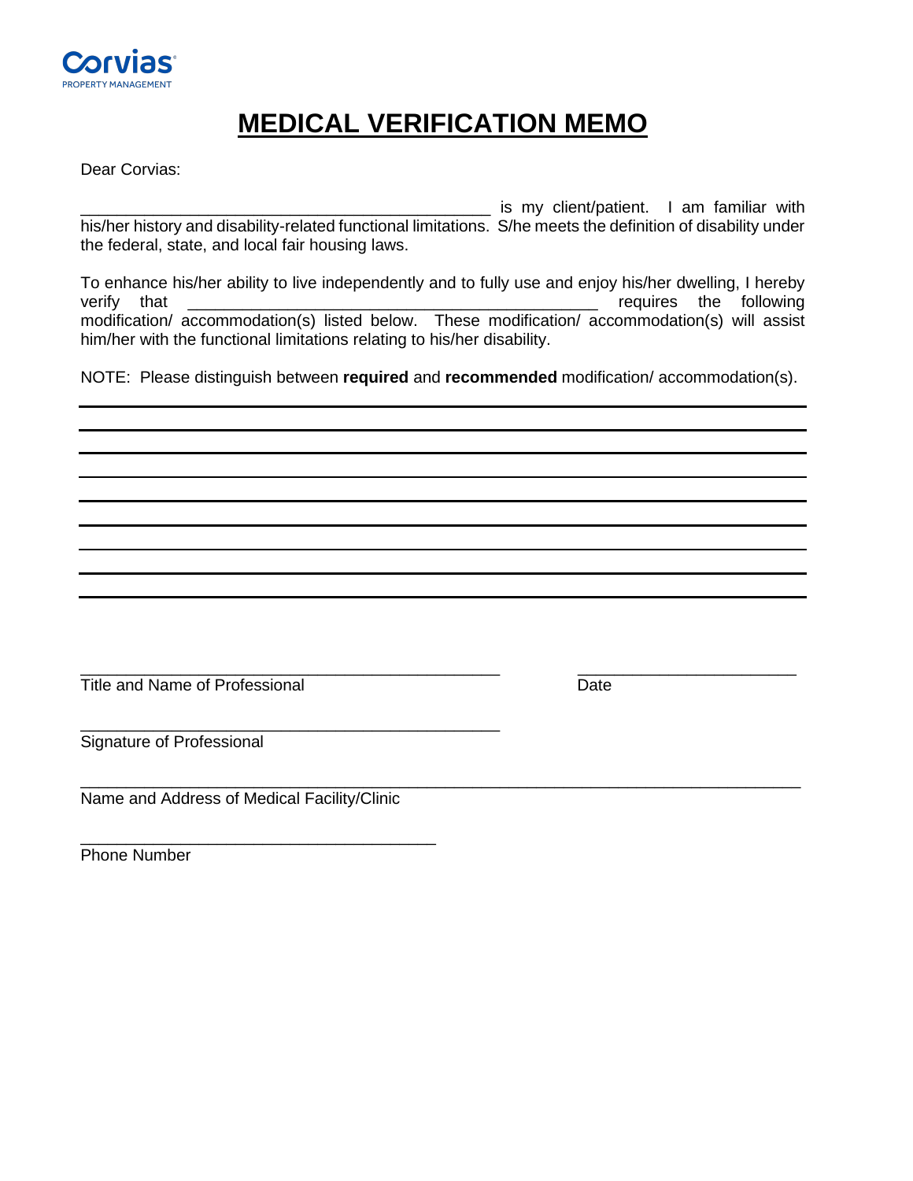Corvias
PROPERTY MANAGEMENT

# MEDICAL VERIFICATION MEMO

Dear Corvias:

_____________________________________________ is my client/patient. I am familiar with his/her history and disability-related functional limitations. S/he meets the definition of disability under the federal, state, and local fair housing laws.

To enhance his/her ability to live independently and to fully use and enjoy his/her dwelling, I hereby verify that _____________________________________________ requires the following modification/ accommodation(s) listed below. These modification/ accommodation(s) will assist him/her with the functional limitations relating to his/her disability.

NOTE: Please distinguish between **required** and **recommended** modification/ accommodation(s).

________________________________________________________________________________

________________________________________________________________________________

________________________________________________________________________________

________________________________________________________________________________

________________________________________________________________________________

________________________________________________________________________________

________________________________________________________________________________

________________________________________________________________________________

________________________________________________________________________________

_____________________________________________ ________________________
Title and Name of Professional Date

_____________________________________________
Signature of Professional

________________________________________________________________________________
Name and Address of Medical Facility/Clinic

_______________________________________
Phone Number